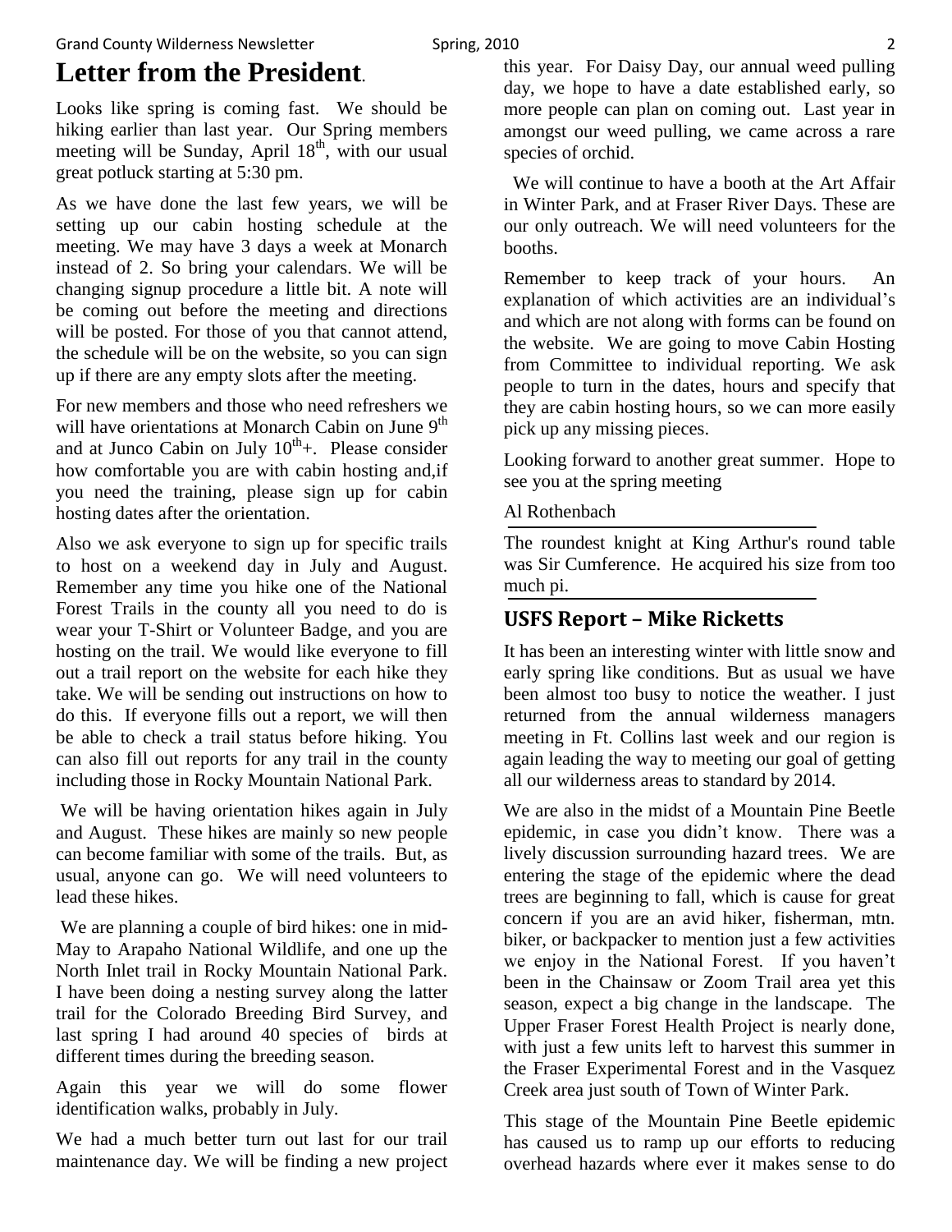# Letter from the President.

Looks like spring is coming fast. We should be hiking earlier than last year. Our Spring members meeting will be Sunday, April 18th, with our usual great potluck starting at 5:30 pm.

As we have done the last few years, we will be setting up our cabin hosting schedule at the meeting. We may have 3 days a week at Monarch instead of 2. So bring your calendars. We will be changing signup procedure a little bit. A note will be coming out before the meeting and directions will be posted. For those of you that cannot attend, the schedule will be on the website, so you can sign up if there are any empty slots after the meeting.

For new members and those who need refreshers we will have orientations at Monarch Cabin on June 9th and at Junco Cabin on July 10th+. Please consider how comfortable you are with cabin hosting and,if you need the training, please sign up for cabin hosting dates after the orientation.

Also we ask everyone to sign up for specific trails to host on a weekend day in July and August. Remember any time you hike one of the National Forest Trails in the county all you need to do is wear your T-Shirt or Volunteer Badge, and you are hosting on the trail. We would like everyone to fill out a trail report on the website for each hike they take. We will be sending out instructions on how to do this. If everyone fills out a report, we will then be able to check a trail status before hiking. You can also fill out reports for any trail in the county including those in Rocky Mountain National Park.

We will be having orientation hikes again in July and August. These hikes are mainly so new people can become familiar with some of the trails. But, as usual, anyone can go. We will need volunteers to lead these hikes.

We are planning a couple of bird hikes: one in mid-May to Arapaho National Wildlife, and one up the North Inlet trail in Rocky Mountain National Park. I have been doing a nesting survey along the latter trail for the Colorado Breeding Bird Survey, and last spring I had around 40 species of birds at different times during the breeding season.

Again this year we will do some flower identification walks, probably in July.

We had a much better turn out last for our trail maintenance day. We will be finding a new project this year. For Daisy Day, our annual weed pulling day, we hope to have a date established early, so more people can plan on coming out. Last year in amongst our weed pulling, we came across a rare species of orchid.

We will continue to have a booth at the Art Affair in Winter Park, and at Fraser River Days. These are our only outreach. We will need volunteers for the booths.

Remember to keep track of your hours. An explanation of which activities are an individual's and which are not along with forms can be found on the website. We are going to move Cabin Hosting from Committee to individual reporting. We ask people to turn in the dates, hours and specify that they are cabin hosting hours, so we can more easily pick up any missing pieces.

Looking forward to another great summer. Hope to see you at the spring meeting

Al Rothenbach

---

The roundest knight at King Arthur's round table was Sir Cumference. He acquired his size from too much pi.

---

## USFS Report – Mike Ricketts

It has been an interesting winter with little snow and early spring like conditions. But as usual we have been almost too busy to notice the weather. I just returned from the annual wilderness managers meeting in Ft. Collins last week and our region is again leading the way to meeting our goal of getting all our wilderness areas to standard by 2014.

We are also in the midst of a Mountain Pine Beetle epidemic, in case you didn't know. There was a lively discussion surrounding hazard trees. We are entering the stage of the epidemic where the dead trees are beginning to fall, which is cause for great concern if you are an avid hiker, fisherman, mtn. biker, or backpacker to mention just a few activities we enjoy in the National Forest. If you haven't been in the Chainsaw or Zoom Trail area yet this season, expect a big change in the landscape. The Upper Fraser Forest Health Project is nearly done, with just a few units left to harvest this summer in the Fraser Experimental Forest and in the Vasquez Creek area just south of Town of Winter Park.

This stage of the Mountain Pine Beetle epidemic has caused us to ramp up our efforts to reducing overhead hazards where ever it makes sense to do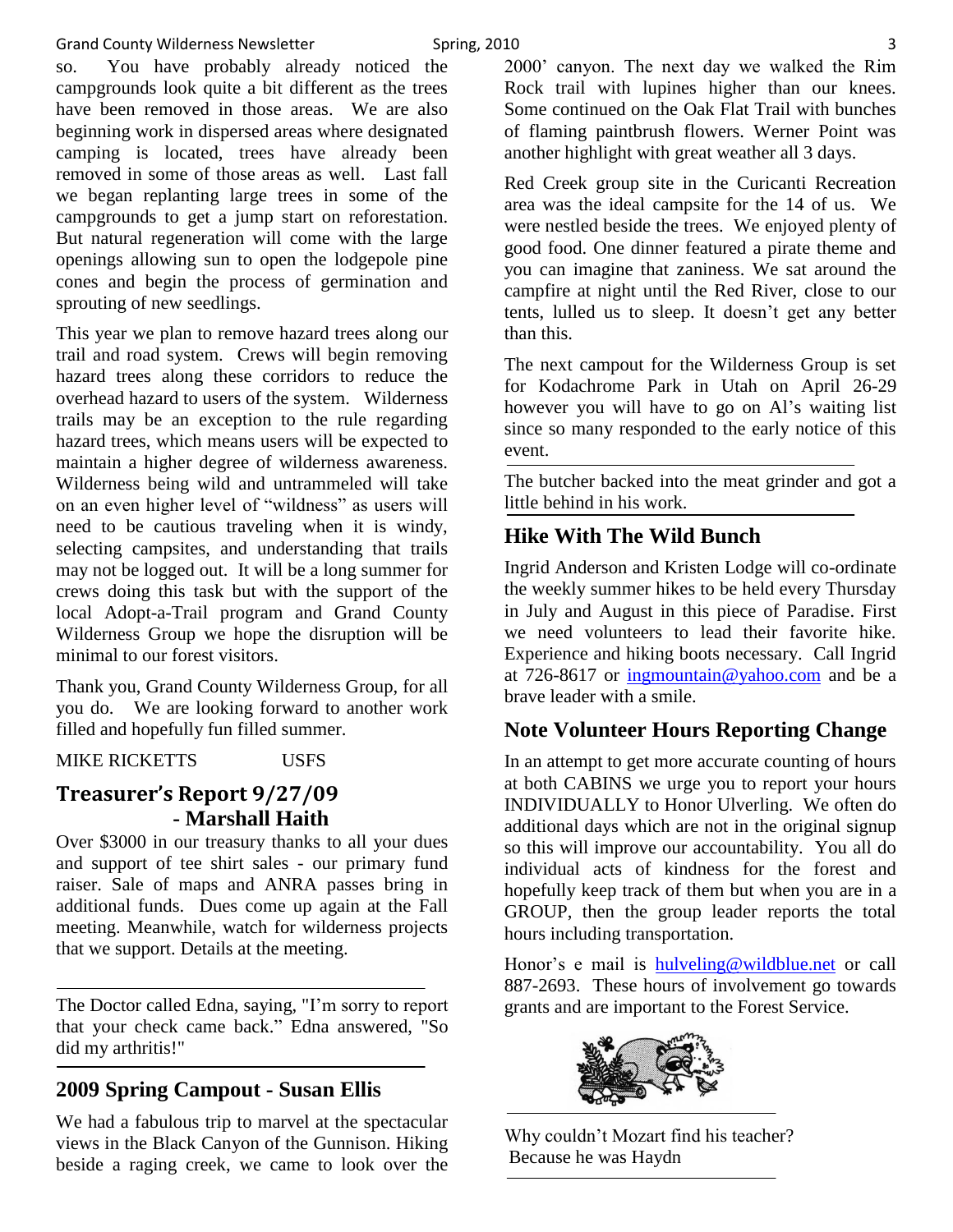so. You have probably already noticed the campgrounds look quite a bit different as the trees have been removed in those areas. We are also beginning work in dispersed areas where designated camping is located, trees have already been removed in some of those areas as well. Last fall we began replanting large trees in some of the campgrounds to get a jump start on reforestation. But natural regeneration will come with the large openings allowing sun to open the lodgepole pine cones and begin the process of germination and sprouting of new seedlings.

This year we plan to remove hazard trees along our trail and road system. Crews will begin removing hazard trees along these corridors to reduce the overhead hazard to users of the system. Wilderness trails may be an exception to the rule regarding hazard trees, which means users will be expected to maintain a higher degree of wilderness awareness. Wilderness being wild and untrammeled will take on an even higher level of "wildness" as users will need to be cautious traveling when it is windy, selecting campsites, and understanding that trails may not be logged out. It will be a long summer for crews doing this task but with the support of the local Adopt-a-Trail program and Grand County Wilderness Group we hope the disruption will be minimal to our forest visitors.

Thank you, Grand County Wilderness Group, for all you do. We are looking forward to another work filled and hopefully fun filled summer.

MIKE RICKETTS USFS

## Treasurer's Report 9/27/09 - Marshall Haith

Over $3000 in our treasury thanks to all your dues and support of tee shirt sales - our primary fund raiser. Sale of maps and ANRA passes bring in additional funds. Dues come up again at the Fall meeting. Meanwhile, watch for wilderness projects that we support. Details at the meeting.

---

The Doctor called Edna, saying, "I'm sorry to report that your check came back." Edna answered, "So did my arthritis!"

---

## 2009 Spring Campout - Susan Ellis

We had a fabulous trip to marvel at the spectacular views in the Black Canyon of the Gunnison. Hiking beside a raging creek, we came to look over the 2000' canyon. The next day we walked the Rim Rock trail with lupines higher than our knees. Some continued on the Oak Flat Trail with bunches of flaming paintbrush flowers. Werner Point was another highlight with great weather all 3 days.

Red Creek group site in the Curicanti Recreation area was the ideal campsite for the 14 of us. We were nestled beside the trees. We enjoyed plenty of good food. One dinner featured a pirate theme and you can imagine that zaniness. We sat around the campfire at night until the Red River, close to our tents, lulled us to sleep. It doesn't get any better than this.

The next campout for the Wilderness Group is set for Kodachrome Park in Utah on April 26-29 however you will have to go on Al's waiting list since so many responded to the early notice of this event.

---

The butcher backed into the meat grinder and got a little behind in his work.

---

## Hike With The Wild Bunch

Ingrid Anderson and Kristen Lodge will co-ordinate the weekly summer hikes to be held every Thursday in July and August in this piece of Paradise. First we need volunteers to lead their favorite hike. Experience and hiking boots necessary. Call Ingrid at 726-8617 or ingmountain@yahoo.com and be a brave leader with a smile.

## Note Volunteer Hours Reporting Change

In an attempt to get more accurate counting of hours at both CABINS we urge you to report your hours INDIVIDUALLY to Honor Ulverling. We often do additional days which are not in the original signup so this will improve our accountability. You all do individual acts of kindness for the forest and hopefully keep track of them but when you are in a GROUP, then the group leader reports the total hours including transportation.

Honor's e mail is hulveling@wildblue.net or call 887-2693. These hours of involvement go towards grants and are important to the Forest Service.

---

Why couldn't Mozart find his teacher?
Because he was Haydn

---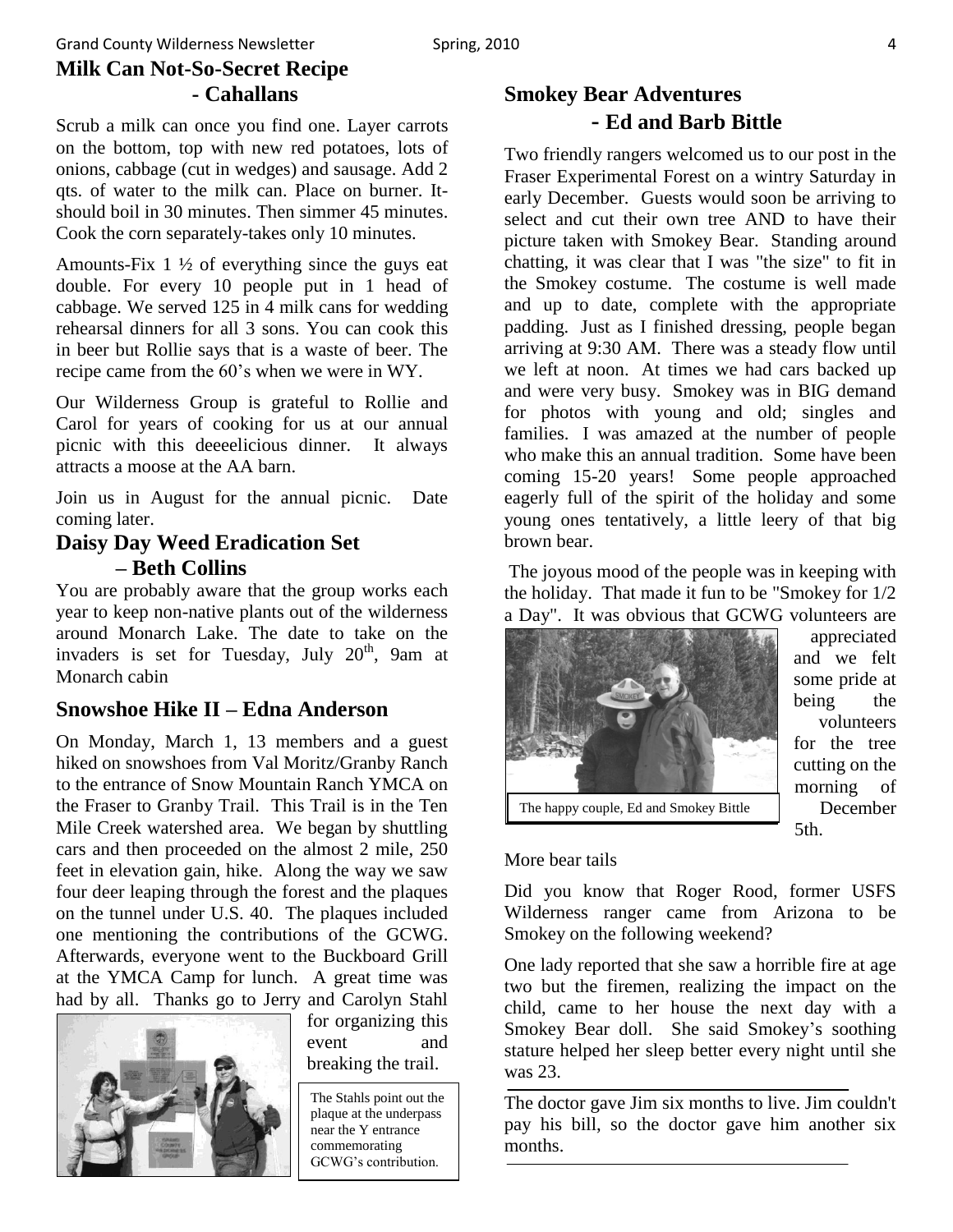## Milk Can Not-So-Secret Recipe - Cahallans

Scrub a milk can once you find one. Layer carrots on the bottom, top with new red potatoes, lots of onions, cabbage (cut in wedges) and sausage. Add 2 qts. of water to the milk can. Place on burner. It-should boil in 30 minutes. Then simmer 45 minutes. Cook the corn separately-takes only 10 minutes.

Amounts-Fix 1 ½ of everything since the guys eat double. For every 10 people put in 1 head of cabbage. We served 125 in 4 milk cans for wedding rehearsal dinners for all 3 sons. You can cook this in beer but Rollie says that is a waste of beer. The recipe came from the 60's when we were in WY.

Our Wilderness Group is grateful to Rollie and Carol for years of cooking for us at our annual picnic with this deeeelicious dinner. It always attracts a moose at the AA barn.

Join us in August for the annual picnic. Date coming later.

## Daisy Day Weed Eradication Set – Beth Collins

You are probably aware that the group works each year to keep non-native plants out of the wilderness around Monarch Lake. The date to take on the invaders is set for Tuesday, July 20th, 9am at Monarch cabin

## Snowshoe Hike II – Edna Anderson

On Monday, March 1, 13 members and a guest hiked on snowshoes from Val Moritz/Granby Ranch to the entrance of Snow Mountain Ranch YMCA on the Fraser to Granby Trail. This Trail is in the Ten Mile Creek watershed area. We began by shuttling cars and then proceeded on the almost 2 mile, 250 feet in elevation gain, hike. Along the way we saw four deer leaping through the forest and the plaques on the tunnel under U.S. 40. The plaques included one mentioning the contributions of the GCWG. Afterwards, everyone went to the Buckboard Grill at the YMCA Camp for lunch. A great time was had by all. Thanks go to Jerry and Carolyn Stahl for organizing this event and breaking the trail.

The Stahls point out the plaque at the underpass near the Y entrance commemorating GCWG's contribution.

## Smokey Bear Adventures - Ed and Barb Bittle

Two friendly rangers welcomed us to our post in the Fraser Experimental Forest on a wintry Saturday in early December. Guests would soon be arriving to select and cut their own tree AND to have their picture taken with Smokey Bear. Standing around chatting, it was clear that I was "the size" to fit in the Smokey costume. The costume is well made and up to date, complete with the appropriate padding. Just as I finished dressing, people began arriving at 9:30 AM. There was a steady flow until we left at noon. At times we had cars backed up and were very busy. Smokey was in BIG demand for photos with young and old; singles and families. I was amazed at the number of people who make this an annual tradition. Some have been coming 15-20 years! Some people approached eagerly full of the spirit of the holiday and some young ones tentatively, a little leery of that big brown bear.

The joyous mood of the people was in keeping with the holiday. That made it fun to be "Smokey for 1/2 a Day". It was obvious that GCWG volunteers are appreciated and we felt some pride at being the volunteers for the tree cutting on the morning of December 5th.

The happy couple, Ed and Smokey Bittle

More bear tails

Did you know that Roger Rood, former USFS Wilderness ranger came from Arizona to be Smokey on the following weekend?

One lady reported that she saw a horrible fire at age two but the firemen, realizing the impact on the child, came to her house the next day with a Smokey Bear doll. She said Smokey's soothing stature helped her sleep better every night until she was 23.

---

The doctor gave Jim six months to live. Jim couldn't pay his bill, so the doctor gave him another six months.

---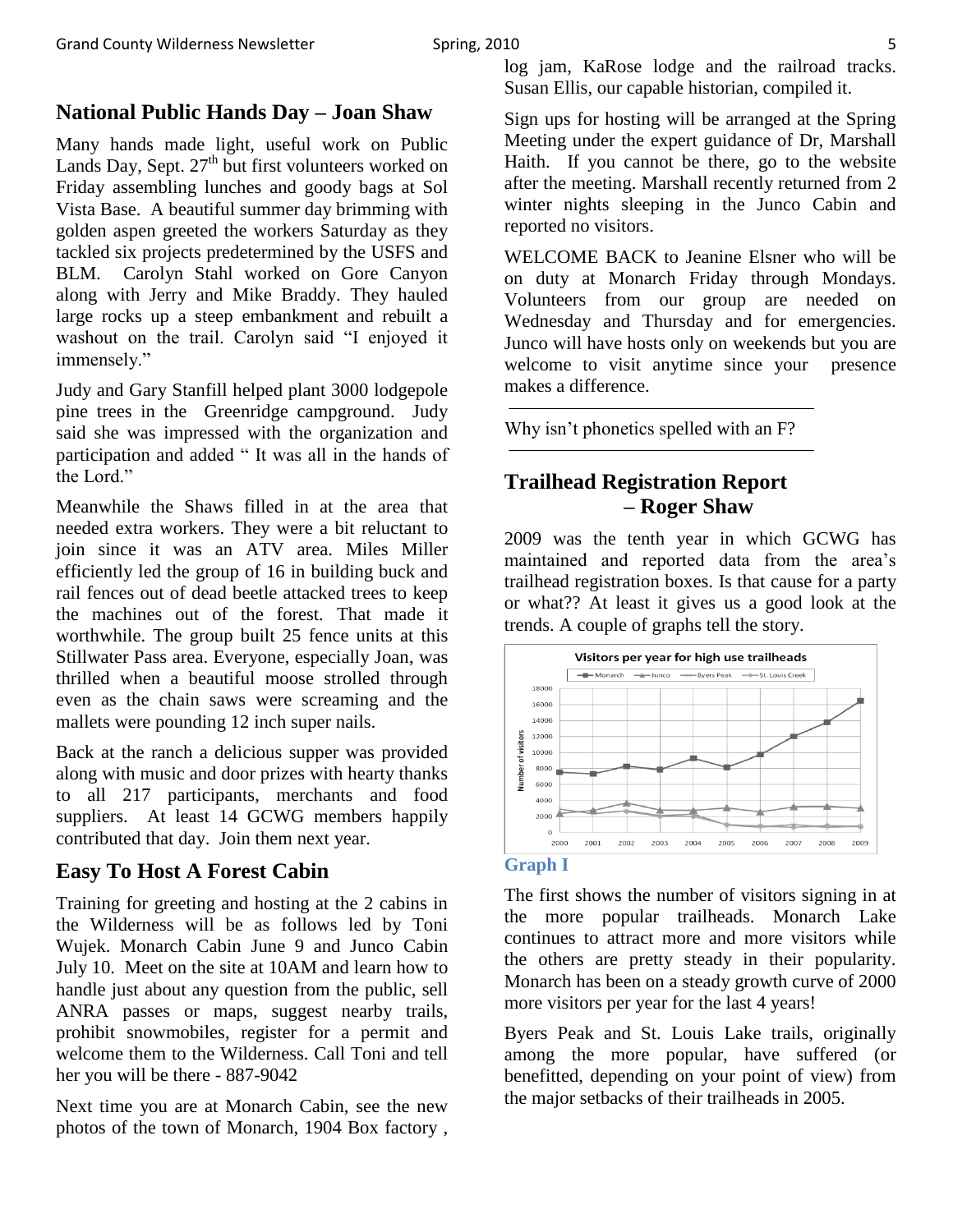## National Public Hands Day – Joan Shaw

Many hands made light, useful work on Public Lands Day, Sept. 27th but first volunteers worked on Friday assembling lunches and goody bags at Sol Vista Base. A beautiful summer day brimming with golden aspen greeted the workers Saturday as they tackled six projects predetermined by the USFS and BLM. Carolyn Stahl worked on Gore Canyon along with Jerry and Mike Braddy. They hauled large rocks up a steep embankment and rebuilt a washout on the trail. Carolyn said "I enjoyed it immensely."

Judy and Gary Stanfill helped plant 3000 lodgepole pine trees in the Greenridge campground. Judy said she was impressed with the organization and participation and added " It was all in the hands of the Lord."

Meanwhile the Shaws filled in at the area that needed extra workers. They were a bit reluctant to join since it was an ATV area. Miles Miller efficiently led the group of 16 in building buck and rail fences out of dead beetle attacked trees to keep the machines out of the forest. That made it worthwhile. The group built 25 fence units at this Stillwater Pass area. Everyone, especially Joan, was thrilled when a beautiful moose strolled through even as the chain saws were screaming and the mallets were pounding 12 inch super nails.

Back at the ranch a delicious supper was provided along with music and door prizes with hearty thanks to all 217 participants, merchants and food suppliers. At least 14 GCWG members happily contributed that day. Join them next year.

## Easy To Host A Forest Cabin

Training for greeting and hosting at the 2 cabins in the Wilderness will be as follows led by Toni Wujek. Monarch Cabin June 9 and Junco Cabin July 10. Meet on the site at 10AM and learn how to handle just about any question from the public, sell ANRA passes or maps, suggest nearby trails, prohibit snowmobiles, register for a permit and welcome them to the Wilderness. Call Toni and tell her you will be there - 887-9042

Next time you are at Monarch Cabin, see the new photos of the town of Monarch, 1904 Box factory , log jam, KaRose lodge and the railroad tracks. Susan Ellis, our capable historian, compiled it.

Sign ups for hosting will be arranged at the Spring Meeting under the expert guidance of Dr, Marshall Haith. If you cannot be there, go to the website after the meeting. Marshall recently returned from 2 winter nights sleeping in the Junco Cabin and reported no visitors.

WELCOME BACK to Jeanine Elsner who will be on duty at Monarch Friday through Mondays. Volunteers from our group are needed on Wednesday and Thursday and for emergencies. Junco will have hosts only on weekends but you are welcome to visit anytime since your presence makes a difference.

---

Why isn't phonetics spelled with an F?

---

## Trailhead Registration Report – Roger Shaw

2009 was the tenth year in which GCWG has maintained and reported data from the area's trailhead registration boxes. Is that cause for a party or what?? At least it gives us a good look at the trends. A couple of graphs tell the story.

**Graph I**

The first shows the number of visitors signing in at the more popular trailheads. Monarch Lake continues to attract more and more visitors while the others are pretty steady in their popularity. Monarch has been on a steady growth curve of 2000 more visitors per year for the last 4 years!

Byers Peak and St. Louis Lake trails, originally among the more popular, have suffered (or benefitted, depending on your point of view) from the major setbacks of their trailheads in 2005.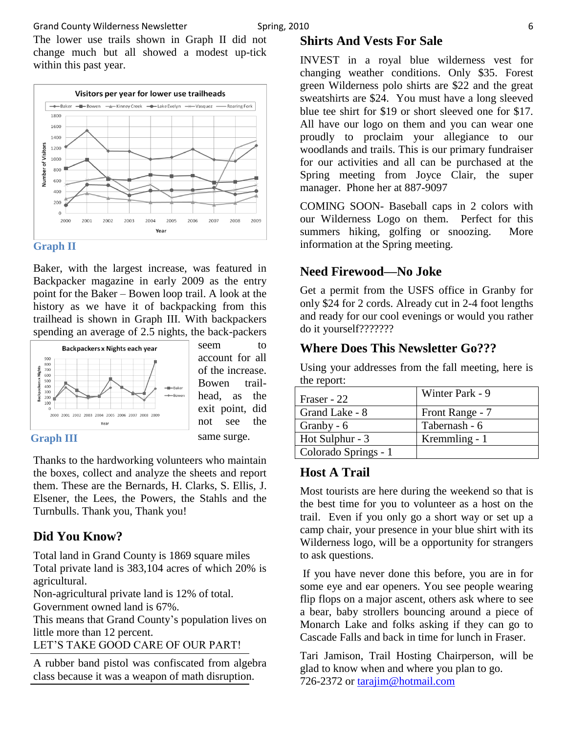The lower use trails shown in Graph II did not change much but all showed a modest up-tick within this past year.

Graph II

Baker, with the largest increase, was featured in Backpacker magazine in early 2009 as the entry point for the Baker – Bowen loop trail. A look at the history as we have it of backpacking from this trailhead is shown in Graph III. With backpackers spending an average of 2.5 nights, the back-packers seem to account for all of the increase. Bowen trail-head, as the exit point, did not see the same surge.

Graph III

Thanks to the hardworking volunteers who maintain the boxes, collect and analyze the sheets and report them. These are the Bernards, H. Clarks, S. Ellis, J. Elsener, the Lees, the Powers, the Stahls and the Turnbulls. Thank you, Thank you!

## Did You Know?

Total land in Grand County is 1869 square miles
Total private land is 383,104 acres of which 20% is agricultural.
Non-agricultural private land is 12% of total.
Government owned land is 67%.
This means that Grand County's population lives on little more than 12 percent.
LET'S TAKE GOOD CARE OF OUR PART!

A rubber band pistol was confiscated from algebra class because it was a weapon of math disruption.

## Shirts And Vests For Sale

INVEST in a royal blue wilderness vest for changing weather conditions. Only $35. Forest green Wilderness polo shirts are $22 and the great sweatshirts are $24. You must have a long sleeved blue tee shirt for $19 or short sleeved one for $17. All have our logo on them and you can wear one proudly to proclaim your allegiance to our woodlands and trails. This is our primary fundraiser for our activities and all can be purchased at the Spring meeting from Joyce Clair, the super manager. Phone her at 887-9097

COMING SOON- Baseball caps in 2 colors with our Wilderness Logo on them. Perfect for this summers hiking, golfing or snoozing. More information at the Spring meeting.

## Need Firewood—No Joke

Get a permit from the USFS office in Granby for only $24 for 2 cords. Already cut in 2-4 foot lengths and ready for our cool evenings or would you rather do it yourself???????

## Where Does This Newsletter Go???

Using your addresses from the fall meeting, here is the report:

| | |
|---|---|
| Fraser - 22 | Winter Park - 9 |
| Grand Lake - 8 | Front Range - 7 |
| Granby - 6 | Tabernash - 6 |
| Hot Sulphur - 3 | Kremmling - 1 |
| Colorado Springs - 1 | |

## Host A Trail

Most tourists are here during the weekend so that is the best time for you to volunteer as a host on the trail. Even if you only go a short way or set up a camp chair, your presence in your blue shirt with its Wilderness logo, will be a opportunity for strangers to ask questions.

If you have never done this before, you are in for some eye and ear openers. You see people wearing flip flops on a major ascent, others ask where to see a bear, baby strollers bouncing around a piece of Monarch Lake and folks asking if they can go to Cascade Falls and back in time for lunch in Fraser.

Tari Jamison, Trail Hosting Chairperson, will be glad to know when and where you plan to go.
726-2372 or tarajim@hotmail.com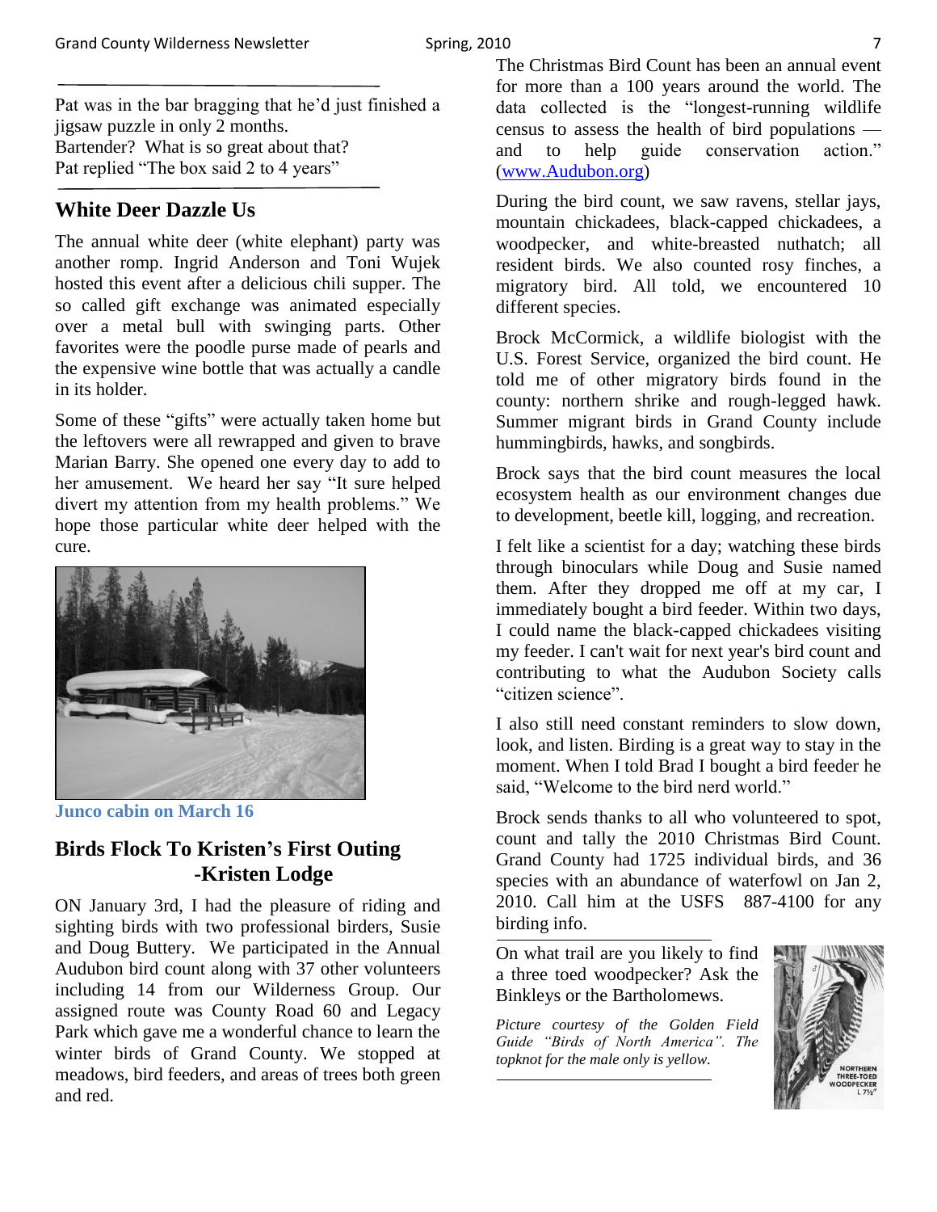Pat was in the bar bragging that he'd just finished a jigsaw puzzle in only 2 months.
Bartender? What is so great about that?
Pat replied "The box said 2 to 4 years"

## White Deer Dazzle Us

The annual white deer (white elephant) party was another romp. Ingrid Anderson and Toni Wujek hosted this event after a delicious chili supper. The so called gift exchange was animated especially over a metal bull with swinging parts. Other favorites were the poodle purse made of pearls and the expensive wine bottle that was actually a candle in its holder.

Some of these "gifts" were actually taken home but the leftovers were all rewrapped and given to brave Marian Barry. She opened one every day to add to her amusement. We heard her say "It sure helped divert my attention from my health problems." We hope those particular white deer helped with the cure.

**Junco cabin on March 16**

## Birds Flock To Kristen's First Outing -Kristen Lodge

ON January 3rd, I had the pleasure of riding and sighting birds with two professional birders, Susie and Doug Buttery. We participated in the Annual Audubon bird count along with 37 other volunteers including 14 from our Wilderness Group. Our assigned route was County Road 60 and Legacy Park which gave me a wonderful chance to learn the winter birds of Grand County. We stopped at meadows, bird feeders, and areas of trees both green and red.

The Christmas Bird Count has been an annual event for more than a 100 years around the world. The data collected is the "longest-running wildlife census to assess the health of bird populations — and to help guide conservation action." (www.Audubon.org)

During the bird count, we saw ravens, stellar jays, mountain chickadees, black-capped chickadees, a woodpecker, and white-breasted nuthatch; all resident birds. We also counted rosy finches, a migratory bird. All told, we encountered 10 different species.

Brock McCormick, a wildlife biologist with the U.S. Forest Service, organized the bird count. He told me of other migratory birds found in the county: northern shrike and rough-legged hawk. Summer migrant birds in Grand County include hummingbirds, hawks, and songbirds.

Brock says that the bird count measures the local ecosystem health as our environment changes due to development, beetle kill, logging, and recreation.

I felt like a scientist for a day; watching these birds through binoculars while Doug and Susie named them. After they dropped me off at my car, I immediately bought a bird feeder. Within two days, I could name the black-capped chickadees visiting my feeder. I can't wait for next year's bird count and contributing to what the Audubon Society calls "citizen science".

I also still need constant reminders to slow down, look, and listen. Birding is a great way to stay in the moment. When I told Brad I bought a bird feeder he said, "Welcome to the bird nerd world."

Brock sends thanks to all who volunteered to spot, count and tally the 2010 Christmas Bird Count. Grand County had 1725 individual birds, and 36 species with an abundance of waterfowl on Jan 2, 2010. Call him at the USFS 887-4100 for any birding info.

On what trail are you likely to find a three toed woodpecker? Ask the Binkleys or the Bartholomews.

*Picture courtesy of the Golden Field Guide "Birds of North America". The topknot for the male only is yellow.*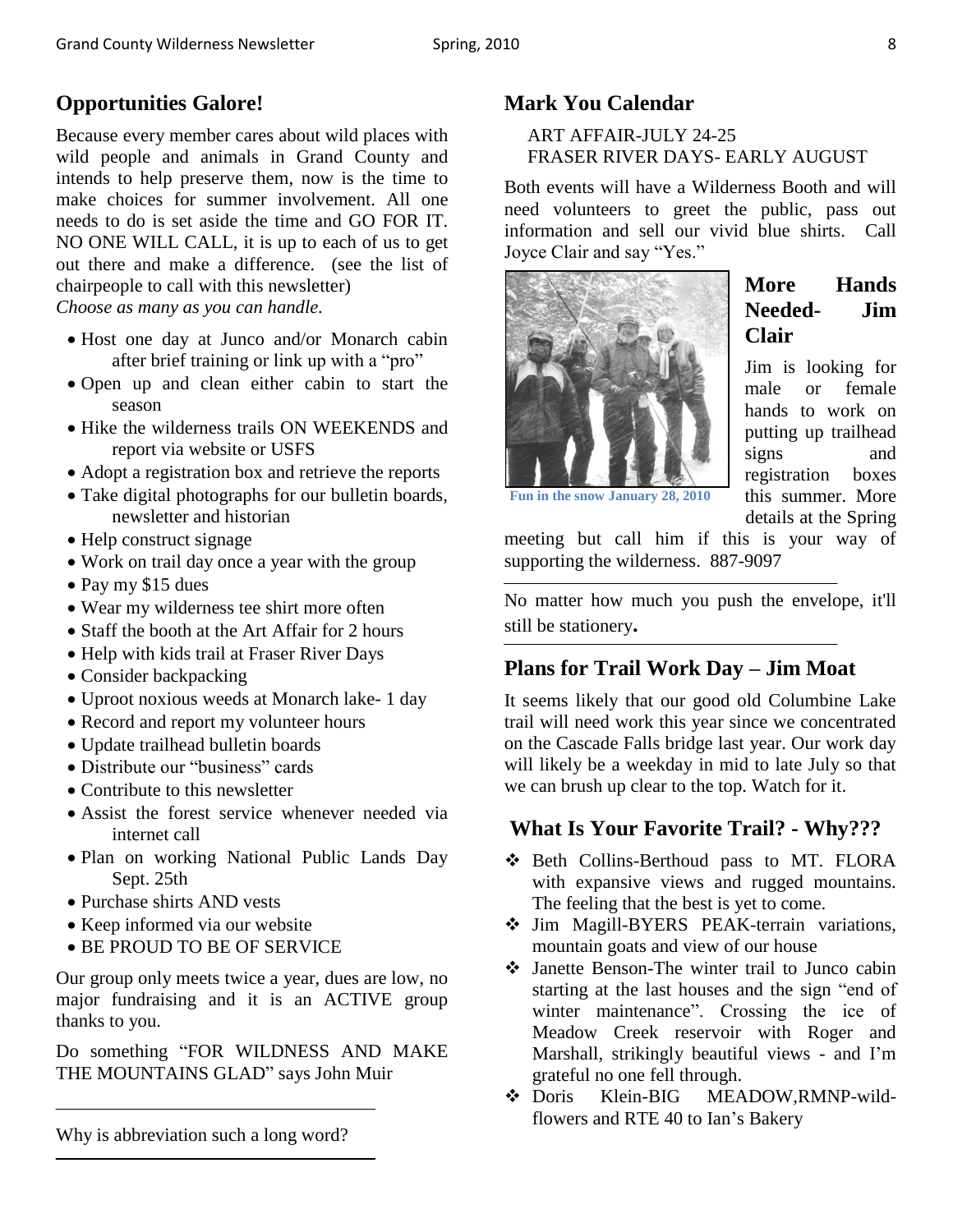## Opportunities Galore!

Because every member cares about wild places with wild people and animals in Grand County and intends to help preserve them, now is the time to make choices for summer involvement. All one needs to do is set aside the time and GO FOR IT. NO ONE WILL CALL, it is up to each of us to get out there and make a difference. (see the list of chairpeople to call with this newsletter)
*Choose as many as you can handle.*

- Host one day at Junco and/or Monarch cabin after brief training or link up with a "pro"
- Open up and clean either cabin to start the season
- Hike the wilderness trails ON WEEKENDS and report via website or USFS
- Adopt a registration box and retrieve the reports
- Take digital photographs for our bulletin boards, newsletter and historian
- Help construct signage
- Work on trail day once a year with the group
- Pay my $15 dues
- Wear my wilderness tee shirt more often
- Staff the booth at the Art Affair for 2 hours
- Help with kids trail at Fraser River Days
- Consider backpacking
- Uproot noxious weeds at Monarch lake- 1 day
- Record and report my volunteer hours
- Update trailhead bulletin boards
- Distribute our "business" cards
- Contribute to this newsletter
- Assist the forest service whenever needed via internet call
- Plan on working National Public Lands Day Sept. 25th
- Purchase shirts AND vests
- Keep informed via our website
- BE PROUD TO BE OF SERVICE

Our group only meets twice a year, dues are low, no major fundraising and it is an ACTIVE group thanks to you.

Do something "FOR WILDNESS AND MAKE THE MOUNTAINS GLAD" says John Muir

---

Why is abbreviation such a long word?

---

## Mark You Calendar

ART AFFAIR-JULY 24-25
FRASER RIVER DAYS- EARLY AUGUST

Both events will have a Wilderness Booth and will need volunteers to greet the public, pass out information and sell our vivid blue shirts. Call Joyce Clair and say "Yes."

Fun in the snow January 28, 2010

## More Hands Needed- Jim Clair

Jim is looking for male or female hands to work on putting up trailhead signs and registration boxes this summer. More details at the Spring meeting but call him if this is your way of supporting the wilderness. 887-9097

---

No matter how much you push the envelope, it'll still be stationery**.**

---

## Plans for Trail Work Day – Jim Moat

It seems likely that our good old Columbine Lake trail will need work this year since we concentrated on the Cascade Falls bridge last year. Our work day will likely be a weekday in mid to late July so that we can brush up clear to the top. Watch for it.

## What Is Your Favorite Trail? - Why???

- Beth Collins-Berthoud pass to MT. FLORA with expansive views and rugged mountains. The feeling that the best is yet to come.
- Jim Magill-BYERS PEAK-terrain variations, mountain goats and view of our house
- Janette Benson-The winter trail to Junco cabin starting at the last houses and the sign "end of winter maintenance". Crossing the ice of Meadow Creek reservoir with Roger and Marshall, strikingly beautiful views - and I'm grateful no one fell through.
- Doris Klein-BIG MEADOW,RMNP-wild-flowers and RTE 40 to Ian's Bakery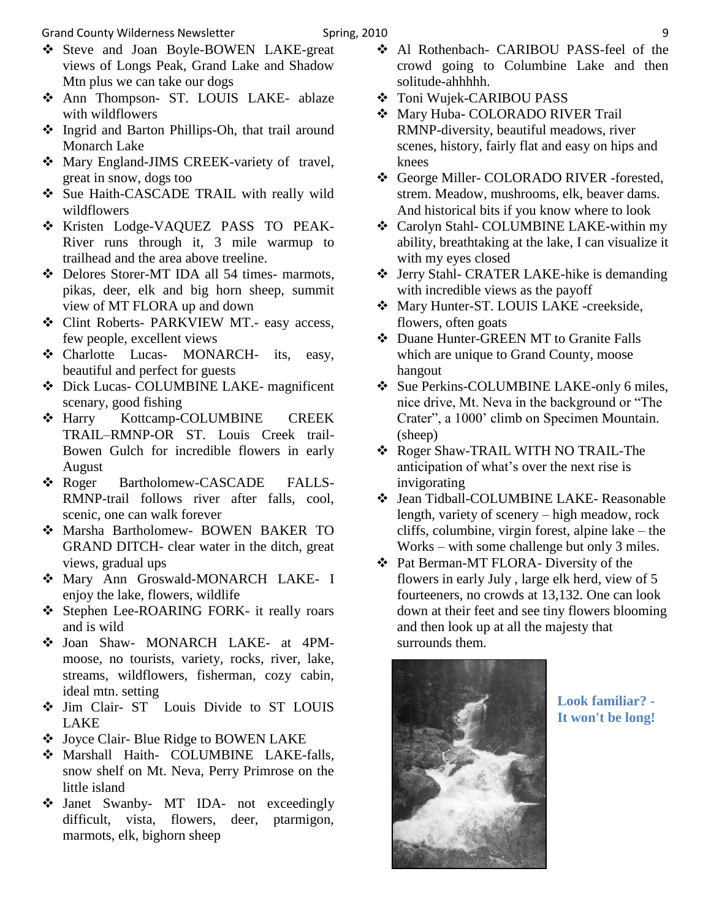- Steve and Joan Boyle-BOWEN LAKE-great views of Longs Peak, Grand Lake and Shadow Mtn plus we can take our dogs
- Ann Thompson- ST. LOUIS LAKE- ablaze with wildflowers
- Ingrid and Barton Phillips-Oh, that trail around Monarch Lake
- Mary England-JIMS CREEK-variety of travel, great in snow, dogs too
- Sue Haith-CASCADE TRAIL with really wild wildflowers
- Kristen Lodge-VAQUEZ PASS TO PEAK-River runs through it, 3 mile warmup to trailhead and the area above treeline.
- Delores Storer-MT IDA all 54 times- marmots, pikas, deer, elk and big horn sheep, summit view of MT FLORA up and down
- Clint Roberts- PARKVIEW MT.- easy access, few people, excellent views
- Charlotte Lucas- MONARCH- its, easy, beautiful and perfect for guests
- Dick Lucas- COLUMBINE LAKE- magnificent scenary, good fishing
- Harry Kottcamp-COLUMBINE CREEK TRAIL–RMNP-OR ST. Louis Creek trail-Bowen Gulch for incredible flowers in early August
- Roger Bartholomew-CASCADE FALLS-RMNP-trail follows river after falls, cool, scenic, one can walk forever
- Marsha Bartholomew- BOWEN BAKER TO GRAND DITCH- clear water in the ditch, great views, gradual ups
- Mary Ann Groswald-MONARCH LAKE- I enjoy the lake, flowers, wildlife
- Stephen Lee-ROARING FORK- it really roars and is wild
- Joan Shaw- MONARCH LAKE- at 4PM-moose, no tourists, variety, rocks, river, lake, streams, wildflowers, fisherman, cozy cabin, ideal mtn. setting
- Jim Clair- ST Louis Divide to ST LOUIS LAKE
- Joyce Clair- Blue Ridge to BOWEN LAKE
- Marshall Haith- COLUMBINE LAKE-falls, snow shelf on Mt. Neva, Perry Primrose on the little island
- Janet Swanby- MT IDA- not exceedingly difficult, vista, flowers, deer, ptarmigon, marmots, elk, bighorn sheep
- Al Rothenbach- CARIBOU PASS-feel of the crowd going to Columbine Lake and then solitude-ahhhhh.
- Toni Wujek-CARIBOU PASS
- Mary Huba- COLORADO RIVER Trail RMNP-diversity, beautiful meadows, river scenes, history, fairly flat and easy on hips and knees
- George Miller- COLORADO RIVER -forested, strem. Meadow, mushrooms, elk, beaver dams. And historical bits if you know where to look
- Carolyn Stahl- COLUMBINE LAKE-within my ability, breathtaking at the lake, I can visualize it with my eyes closed
- Jerry Stahl- CRATER LAKE-hike is demanding with incredible views as the payoff
- Mary Hunter-ST. LOUIS LAKE -creekside, flowers, often goats
- Duane Hunter-GREEN MT to Granite Falls which are unique to Grand County, moose hangout
- Sue Perkins-COLUMBINE LAKE-only 6 miles, nice drive, Mt. Neva in the background or "The Crater", a 1000' climb on Specimen Mountain. (sheep)
- Roger Shaw-TRAIL WITH NO TRAIL-The anticipation of what's over the next rise is invigorating
- Jean Tidball-COLUMBINE LAKE- Reasonable length, variety of scenery – high meadow, rock cliffs, columbine, virgin forest, alpine lake – the Works – with some challenge but only 3 miles.
- Pat Berman-MT FLORA- Diversity of the flowers in early July , large elk herd, view of 5 fourteeners, no crowds at 13,132. One can look down at their feet and see tiny flowers blooming and then look up at all the majesty that surrounds them.

**Look familiar? - It won't be long!**